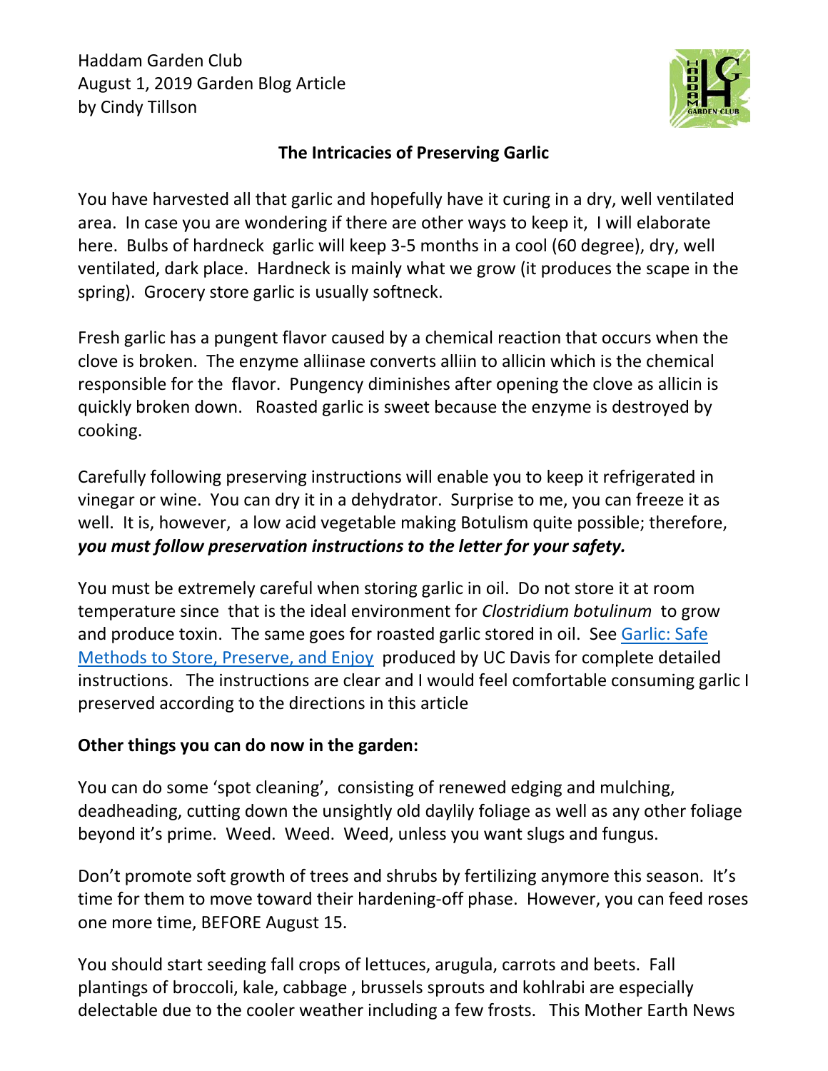Haddam Garden Club
August 1, 2019 Garden Blog Article
by Cindy Tillson

## The Intricacies of Preserving Garlic

You have harvested all that garlic and hopefully have it curing in a dry, well ventilated area. In case you are wondering if there are other ways to keep it, I will elaborate here. Bulbs of hardneck garlic will keep 3-5 months in a cool (60 degree), dry, well ventilated, dark place. Hardneck is mainly what we grow (it produces the scape in the spring). Grocery store garlic is usually softneck.

Fresh garlic has a pungent flavor caused by a chemical reaction that occurs when the clove is broken. The enzyme alliinase converts alliin to allicin which is the chemical responsible for the flavor. Pungency diminishes after opening the clove as allicin is quickly broken down. Roasted garlic is sweet because the enzyme is destroyed by cooking.

Carefully following preserving instructions will enable you to keep it refrigerated in vinegar or wine. You can dry it in a dehydrator. Surprise to me, you can freeze it as well. It is, however, a low acid vegetable making Botulism quite possible; therefore, ***you must follow preservation instructions to the letter for your safety.***

You must be extremely careful when storing garlic in oil. Do not store it at room temperature since that is the ideal environment for *Clostridium botulinum* to grow and produce toxin. The same goes for roasted garlic stored in oil. See [Garlic: Safe Methods to Store, Preserve, and Enjoy]() produced by UC Davis for complete detailed instructions. The instructions are clear and I would feel comfortable consuming garlic I preserved according to the directions in this article

**Other things you can do now in the garden:**

You can do some 'spot cleaning', consisting of renewed edging and mulching, deadheading, cutting down the unsightly old daylily foliage as well as any other foliage beyond it's prime. Weed. Weed. Weed, unless you want slugs and fungus.

Don't promote soft growth of trees and shrubs by fertilizing anymore this season. It's time for them to move toward their hardening-off phase. However, you can feed roses one more time, BEFORE August 15.

You should start seeding fall crops of lettuces, arugula, carrots and beets. Fall plantings of broccoli, kale, cabbage , brussels sprouts and kohlrabi are especially delectable due to the cooler weather including a few frosts. This Mother Earth News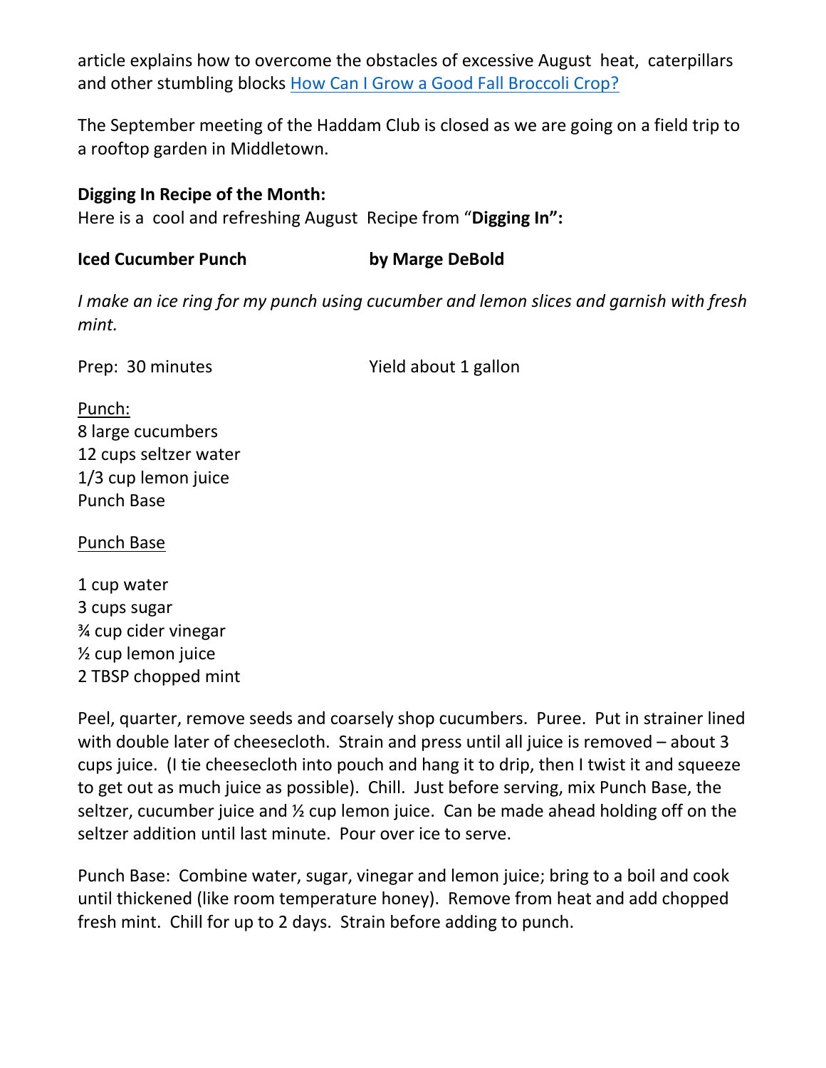article explains how to overcome the obstacles of excessive August heat, caterpillars and other stumbling blocks [How Can I Grow a Good Fall Broccoli Crop?]

The September meeting of the Haddam Club is closed as we are going on a field trip to a rooftop garden in Middletown.

**Digging In Recipe of the Month:**
Here is a cool and refreshing August Recipe from "**Digging In**":

**Iced Cucumber Punch** **by Marge DeBold**

*I make an ice ring for my punch using cucumber and lemon slices and garnish with fresh mint.*

Prep: 30 minutes Yield about 1 gallon

Punch:
8 large cucumbers
12 cups seltzer water
1/3 cup lemon juice
Punch Base

Punch Base

1 cup water
3 cups sugar
¾ cup cider vinegar
½ cup lemon juice
2 TBSP chopped mint

Peel, quarter, remove seeds and coarsely shop cucumbers. Puree. Put in strainer lined with double later of cheesecloth. Strain and press until all juice is removed – about 3 cups juice. (I tie cheesecloth into pouch and hang it to drip, then I twist it and squeeze to get out as much juice as possible). Chill. Just before serving, mix Punch Base, the seltzer, cucumber juice and ½ cup lemon juice. Can be made ahead holding off on the seltzer addition until last minute. Pour over ice to serve.

Punch Base: Combine water, sugar, vinegar and lemon juice; bring to a boil and cook until thickened (like room temperature honey). Remove from heat and add chopped fresh mint. Chill for up to 2 days. Strain before adding to punch.